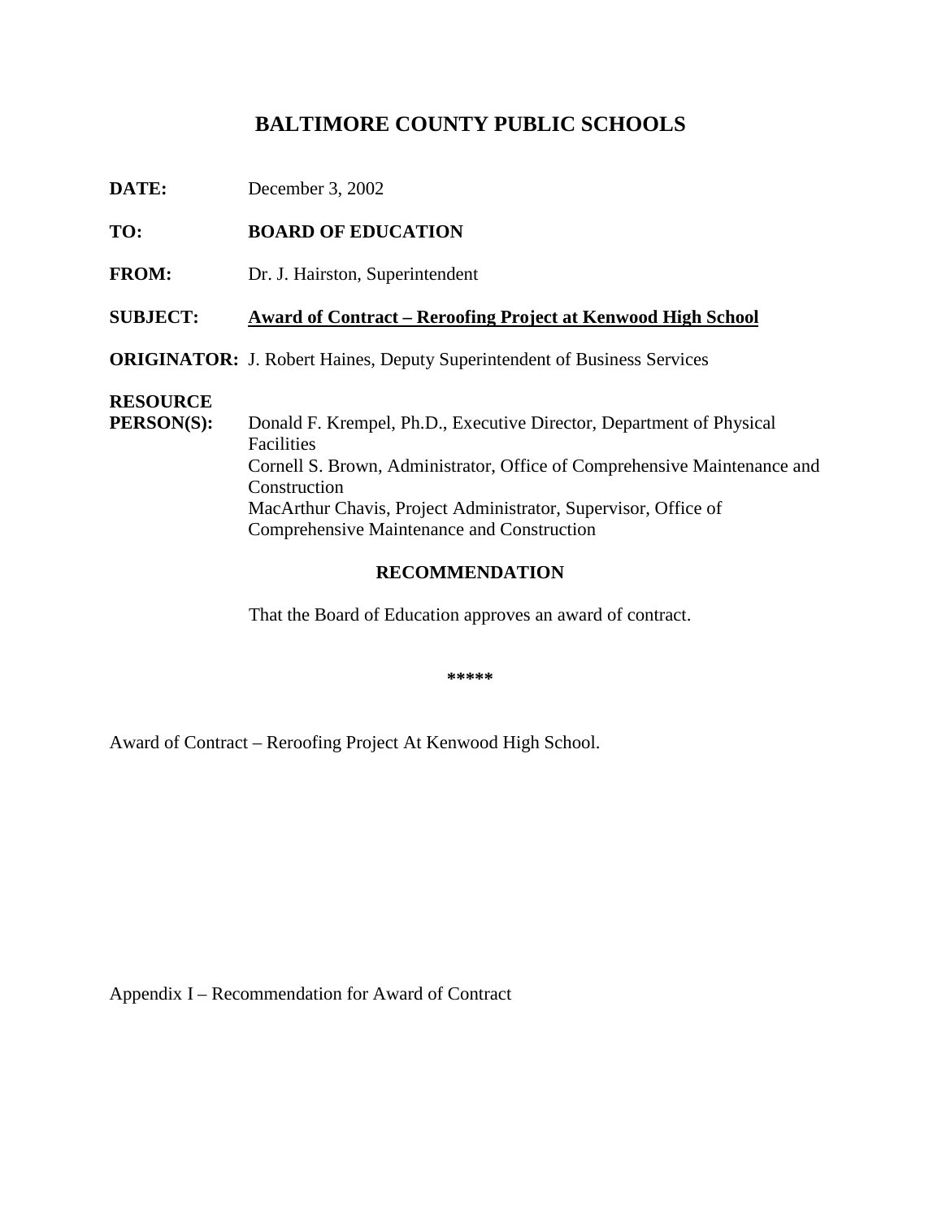# BALTIMORE COUNTY PUBLIC SCHOOLS

**DATE:** December 3, 2002

**TO:** **BOARD OF EDUCATION**

**FROM:** Dr. J. Hairston, Superintendent

**SUBJECT:** **Award of Contract – Reroofing Project at Kenwood High School**

**ORIGINATOR:** J. Robert Haines, Deputy Superintendent of Business Services

**RESOURCE PERSON(S):** Donald F. Krempel, Ph.D., Executive Director, Department of Physical Facilities
Cornell S. Brown, Administrator, Office of Comprehensive Maintenance and Construction
MacArthur Chavis, Project Administrator, Supervisor, Office of Comprehensive Maintenance and Construction

## RECOMMENDATION

That the Board of Education approves an award of contract.

**\*\*\*\*\***

Award of Contract – Reroofing Project At Kenwood High School.

Appendix I – Recommendation for Award of Contract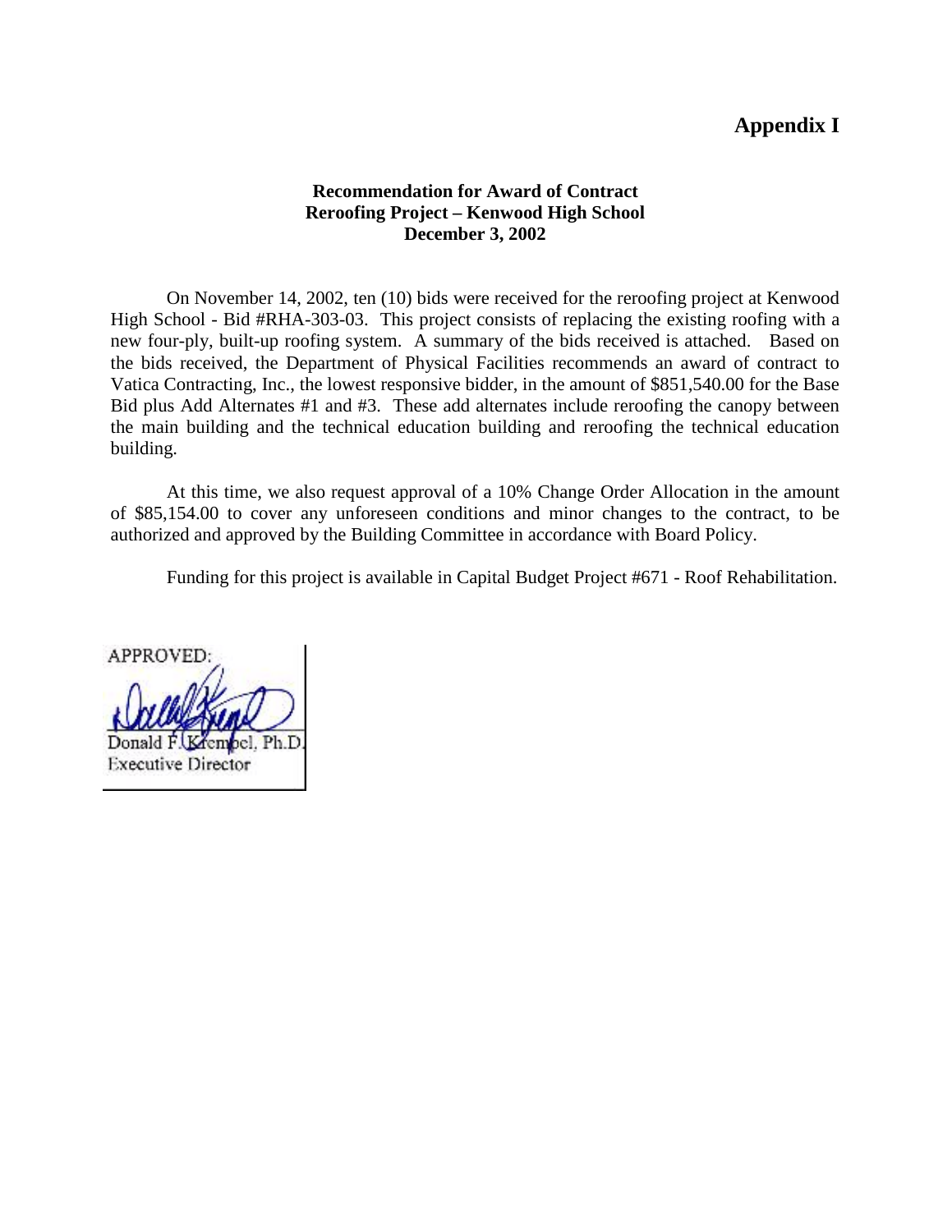# Appendix I

**Recommendation for Award of Contract**
**Reroofing Project – Kenwood High School**
**December 3, 2002**

On November 14, 2002, ten (10) bids were received for the reroofing project at Kenwood High School - Bid #RHA-303-03. This project consists of replacing the existing roofing with a new four-ply, built-up roofing system. A summary of the bids received is attached. Based on the bids received, the Department of Physical Facilities recommends an award of contract to Vatica Contracting, Inc., the lowest responsive bidder, in the amount of $851,540.00 for the Base Bid plus Add Alternates #1 and #3. These add alternates include reroofing the canopy between the main building and the technical education building and reroofing the technical education building.

At this time, we also request approval of a 10% Change Order Allocation in the amount of $85,154.00 to cover any unforeseen conditions and minor changes to the contract, to be authorized and approved by the Building Committee in accordance with Board Policy.

Funding for this project is available in Capital Budget Project #671 - Roof Rehabilitation.

APPROVED:

Donald F. Krempel, Ph.D.
Executive Director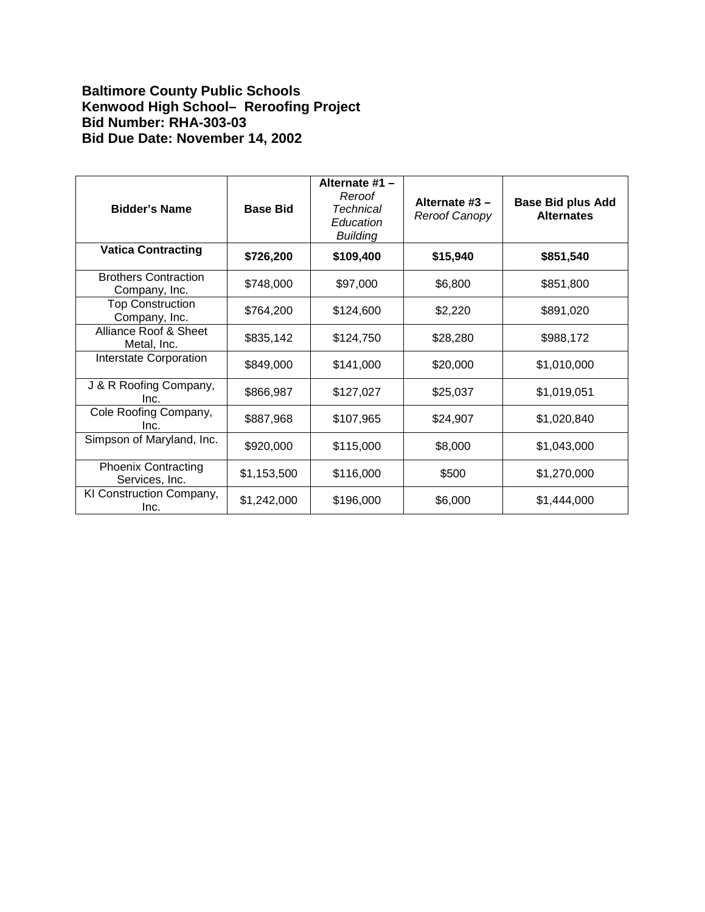**Baltimore County Public Schools**
**Kenwood High School– Reroofing Project**
**Bid Number: RHA-303-03**
**Bid Due Date: November 14, 2002**

| **Bidder's Name** | **Base Bid** | **Alternate #1 –** *Reroof Technical Education Building* | **Alternate #3 –** *Reroof Canopy* | **Base Bid plus Add Alternates** |
|---|---|---|---|---|
| **Vatica Contracting** | **$726,200** | **$109,400** | **$15,940** | **$851,540** |
| Brothers Contraction Company, Inc. | $748,000 | $97,000 | $6,800 | $851,800 |
| Top Construction Company, Inc. | $764,200 | $124,600 | $2,220 | $891,020 |
| Alliance Roof & Sheet Metal, Inc. | $835,142 | $124,750 | $28,280 | $988,172 |
| Interstate Corporation | $849,000 | $141,000 | $20,000 | $1,010,000 |
| J & R Roofing Company, Inc. | $866,987 | $127,027 | $25,037 | $1,019,051 |
| Cole Roofing Company, Inc. | $887,968 | $107,965 | $24,907 | $1,020,840 |
| Simpson of Maryland, Inc. | $920,000 | $115,000 | $8,000 | $1,043,000 |
| Phoenix Contracting Services, Inc. | $1,153,500 | $116,000 | $500 | $1,270,000 |
| KI Construction Company, Inc. | $1,242,000 | $196,000 | $6,000 | $1,444,000 |